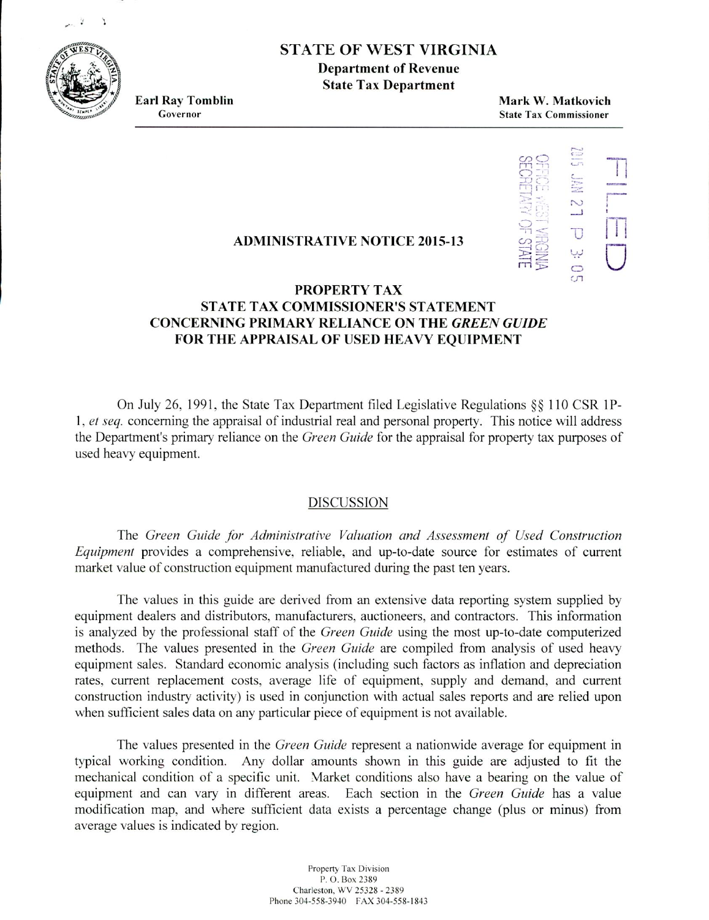# STATE OF WEST VIRGINIA
## Department of Revenue
## State Tax Department

**Earl Ray Tomblin**
Governor

**Mark W. Matkovich**
State Tax Commissioner

FILED
2015 JAN 21 P 3:05
OFFICE WEST VIRGINIA
SECRETARY OF STATE

## ADMINISTRATIVE NOTICE 2015-13

## PROPERTY TAX
## STATE TAX COMMISSIONER'S STATEMENT
## CONCERNING PRIMARY RELIANCE ON THE *GREEN GUIDE* FOR THE APPRAISAL OF USED HEAVY EQUIPMENT

On July 26, 1991, the State Tax Department filed Legislative Regulations §§ 110 CSR 1P-1, *et seq.* concerning the appraisal of industrial real and personal property. This notice will address the Department's primary reliance on the *Green Guide* for the appraisal for property tax purposes of used heavy equipment.

### DISCUSSION

The *Green Guide for Administrative Valuation and Assessment of Used Construction Equipment* provides a comprehensive, reliable, and up-to-date source for estimates of current market value of construction equipment manufactured during the past ten years.

The values in this guide are derived from an extensive data reporting system supplied by equipment dealers and distributors, manufacturers, auctioneers, and contractors. This information is analyzed by the professional staff of the *Green Guide* using the most up-to-date computerized methods. The values presented in the *Green Guide* are compiled from analysis of used heavy equipment sales. Standard economic analysis (including such factors as inflation and depreciation rates, current replacement costs, average life of equipment, supply and demand, and current construction industry activity) is used in conjunction with actual sales reports and are relied upon when sufficient sales data on any particular piece of equipment is not available.

The values presented in the *Green Guide* represent a nationwide average for equipment in typical working condition. Any dollar amounts shown in this guide are adjusted to fit the mechanical condition of a specific unit. Market conditions also have a bearing on the value of equipment and can vary in different areas. Each section in the *Green Guide* has a value modification map, and where sufficient data exists a percentage change (plus or minus) from average values is indicated by region.

Property Tax Division
P. O. Box 2389
Charleston, WV 25328 - 2389
Phone 304-558-3940 FAX 304-558-1843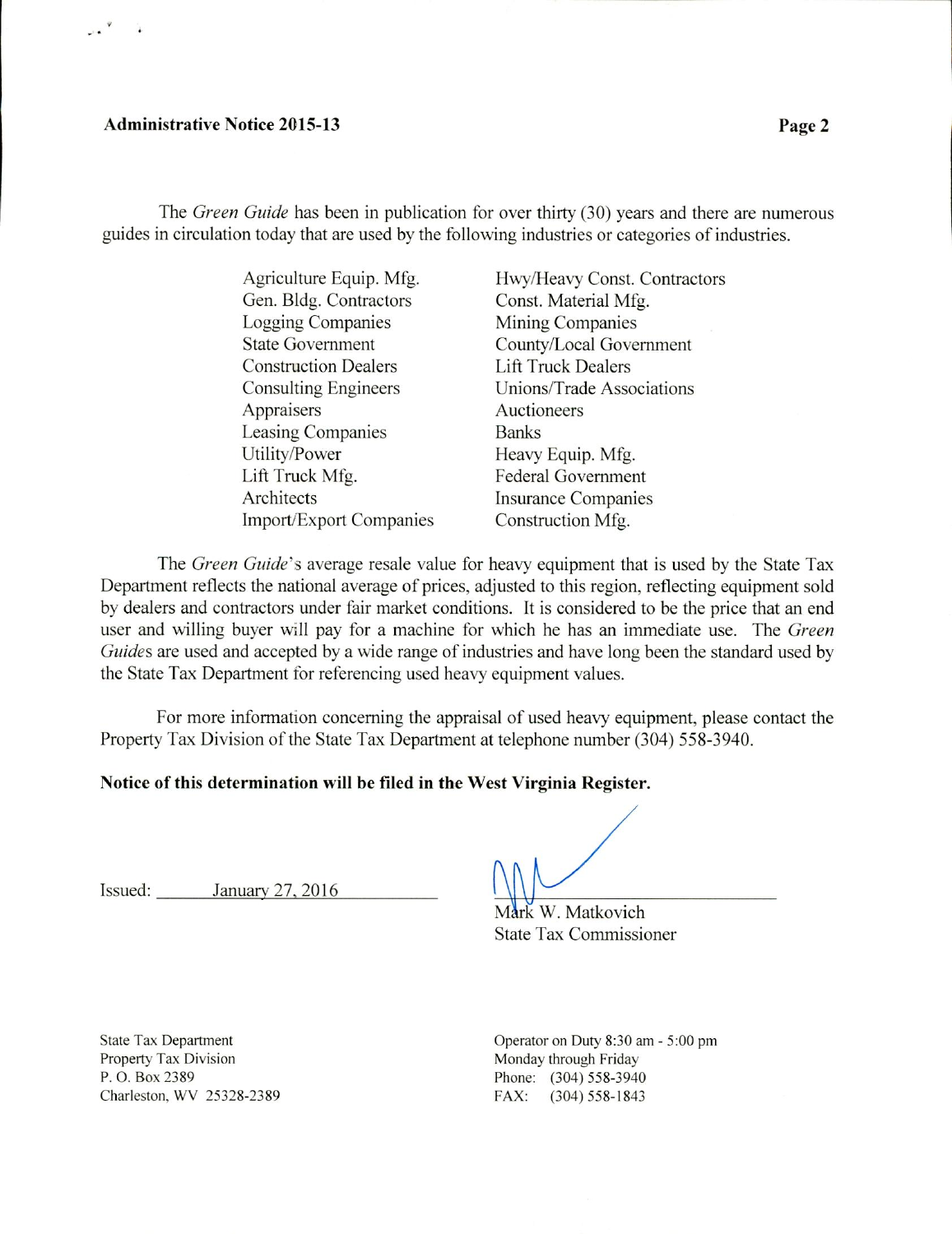The *Green Guide* has been in publication for over thirty (30) years and there are numerous guides in circulation today that are used by the following industries or categories of industries.

| | |
|---|---|
| Agriculture Equip. Mfg. | Hwy/Heavy Const. Contractors |
| Gen. Bldg. Contractors | Const. Material Mfg. |
| Logging Companies | Mining Companies |
| State Government | County/Local Government |
| Construction Dealers | Lift Truck Dealers |
| Consulting Engineers | Unions/Trade Associations |
| Appraisers | Auctioneers |
| Leasing Companies | Banks |
| Utility/Power | Heavy Equip. Mfg. |
| Lift Truck Mfg. | Federal Government |
| Architects | Insurance Companies |
| Import/Export Companies | Construction Mfg. |

The *Green Guide*'s average resale value for heavy equipment that is used by the State Tax Department reflects the national average of prices, adjusted to this region, reflecting equipment sold by dealers and contractors under fair market conditions. It is considered to be the price that an end user and willing buyer will pay for a machine for which he has an immediate use. The *Green Guides* are used and accepted by a wide range of industries and have long been the standard used by the State Tax Department for referencing used heavy equipment values.

For more information concerning the appraisal of used heavy equipment, please contact the Property Tax Division of the State Tax Department at telephone number (304) 558-3940.

**Notice of this determination will be filed in the West Virginia Register.**

Issued: January 27, 2016

Mark W. Matkovich
State Tax Commissioner

State Tax Department
Property Tax Division
P. O. Box 2389
Charleston, WV 25328-2389

Operator on Duty 8:30 am - 5:00 pm
Monday through Friday
Phone: (304) 558-3940
FAX: (304) 558-1843